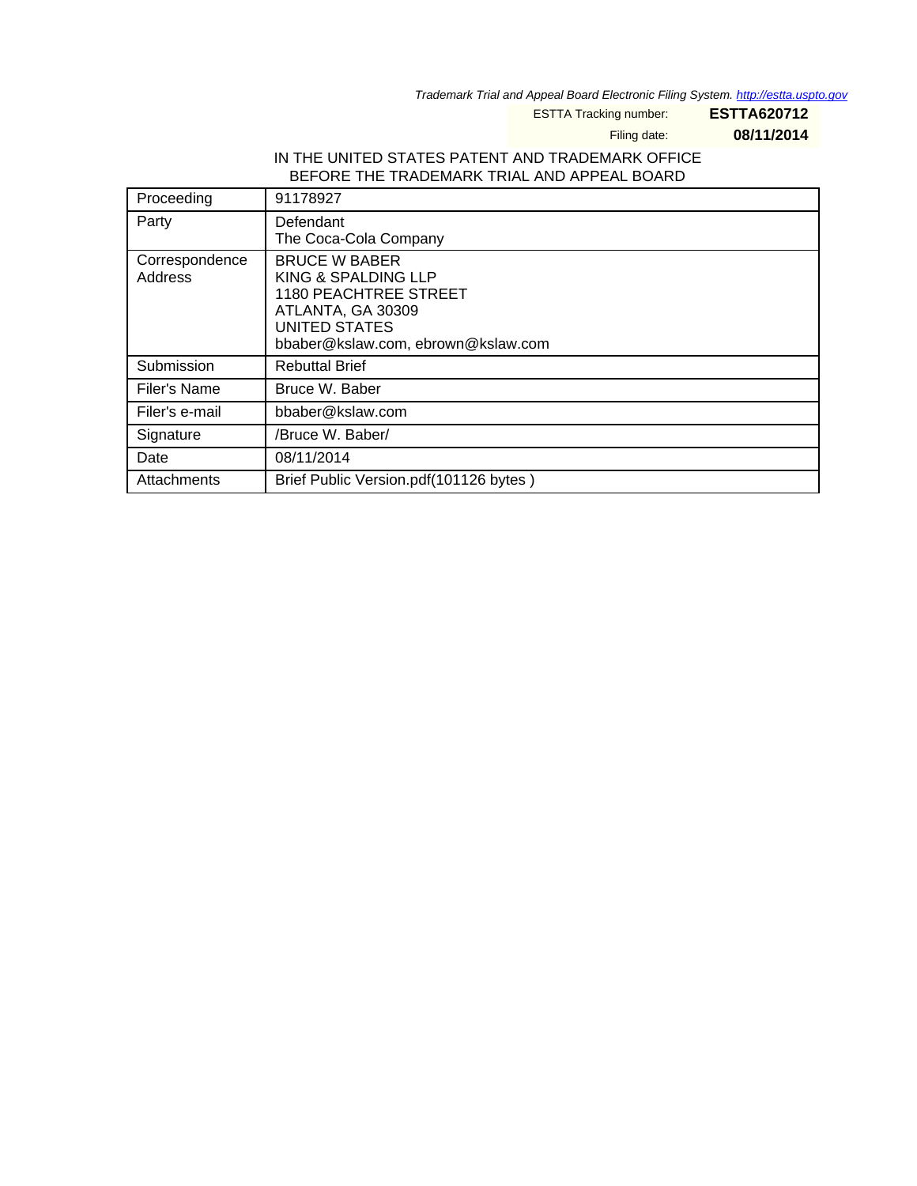*Trademark Trial and Appeal Board Electronic Filing System. http://estta.uspto.gov*

ESTTA Tracking number: **ESTTA620712**

Filing date: **08/11/2014**

IN THE UNITED STATES PATENT AND TRADEMARK OFFICE
BEFORE THE TRADEMARK TRIAL AND APPEAL BOARD

| | |
|---|---|
| Proceeding | 91178927 |
| Party | Defendant<br>The Coca-Cola Company |
| Correspondence Address | BRUCE W BABER<br>KING & SPALDING LLP<br>1180 PEACHTREE STREET<br>ATLANTA, GA 30309<br>UNITED STATES<br>bbaber@kslaw.com, ebrown@kslaw.com |
| Submission | Rebuttal Brief |
| Filer's Name | Bruce W. Baber |
| Filer's e-mail | bbaber@kslaw.com |
| Signature | /Bruce W. Baber/ |
| Date | 08/11/2014 |
| Attachments | Brief Public Version.pdf(101126 bytes ) |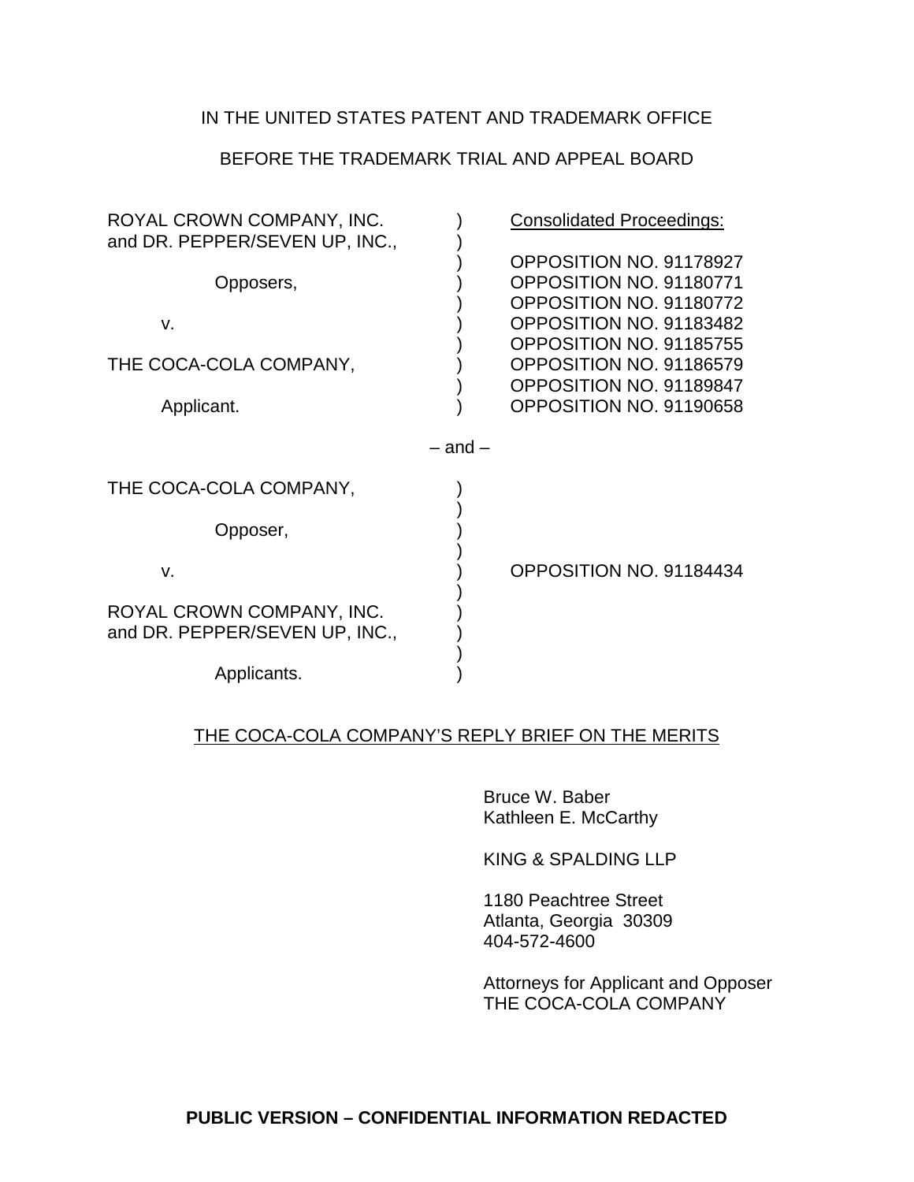IN THE UNITED STATES PATENT AND TRADEMARK OFFICE

BEFORE THE TRADEMARK TRIAL AND APPEAL BOARD

| | | |
|---|---|---|
| ROYAL CROWN COMPANY, INC. and DR. PEPPER/SEVEN UP, INC., | ) | Consolidated Proceedings: |
| | ) | OPPOSITION NO. 91178927 |
| Opposers, | ) | OPPOSITION NO. 91180771 |
| | ) | OPPOSITION NO. 91180772 |
| v. | ) | OPPOSITION NO. 91183482 |
| | ) | OPPOSITION NO. 91185755 |
| THE COCA-COLA COMPANY, | ) | OPPOSITION NO. 91186579 |
| | ) | OPPOSITION NO. 91189847 |
| Applicant. | ) | OPPOSITION NO. 91190658 |

– and –

| | | |
|---|---|---|
| THE COCA-COLA COMPANY, | ) | |
| Opposer, | ) | |
| v. | ) | OPPOSITION NO. 91184434 |
| ROYAL CROWN COMPANY, INC. and DR. PEPPER/SEVEN UP, INC., | ) | |
| Applicants. | ) | |

THE COCA-COLA COMPANY'S REPLY BRIEF ON THE MERITS

Bruce W. Baber
Kathleen E. McCarthy

KING & SPALDING LLP

1180 Peachtree Street
Atlanta, Georgia 30309
404-572-4600

Attorneys for Applicant and Opposer
THE COCA-COLA COMPANY

**PUBLIC VERSION – CONFIDENTIAL INFORMATION REDACTED**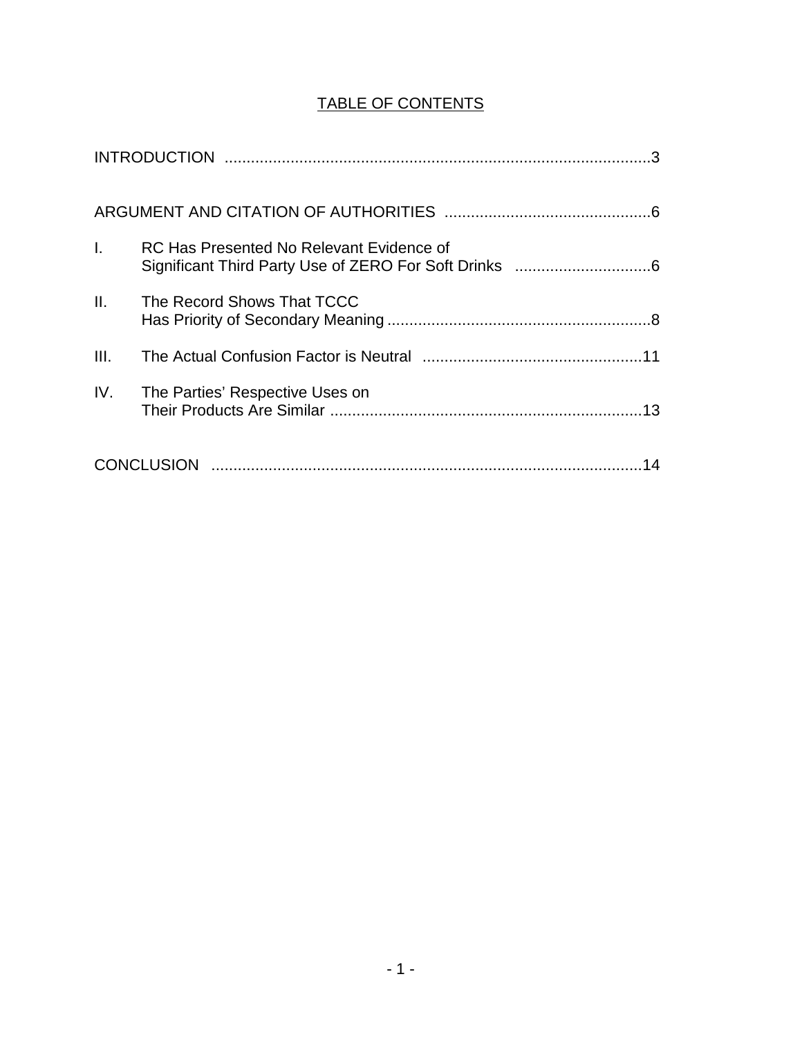# TABLE OF CONTENTS

| | | |
|---|---|---|
| INTRODUCTION | | 3 |
| ARGUMENT AND CITATION OF AUTHORITIES | | 6 |
| I. | RC Has Presented No Relevant Evidence of Significant Third Party Use of ZERO For Soft Drinks | 6 |
| II. | The Record Shows That TCCC Has Priority of Secondary Meaning | 8 |
| III. | The Actual Confusion Factor is Neutral | 11 |
| IV. | The Parties' Respective Uses on Their Products Are Similar | 13 |
| CONCLUSION | | 14 |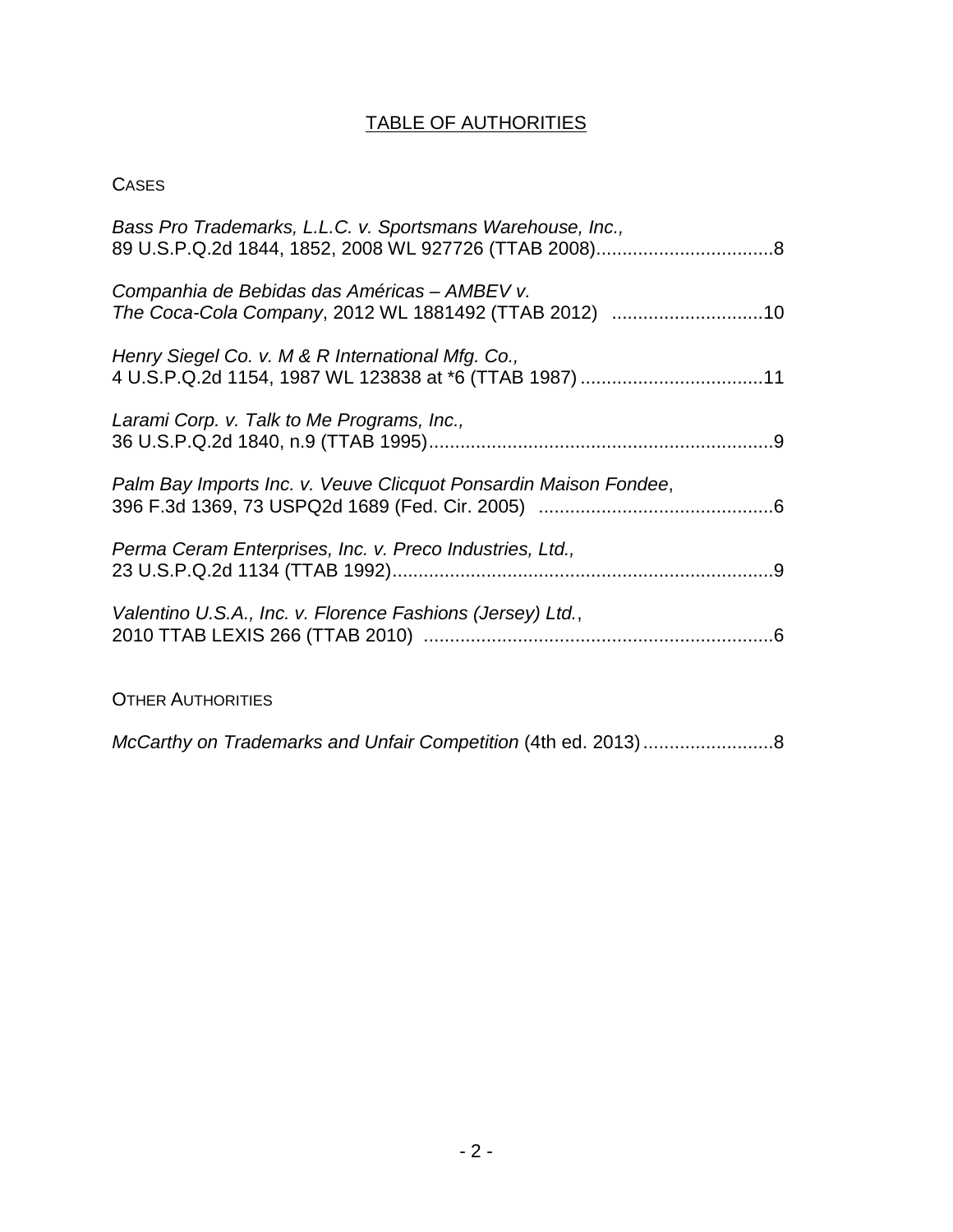# TABLE OF AUTHORITIES

## Cases

*Bass Pro Trademarks, L.L.C. v. Sportsmans Warehouse, Inc.*,
89 U.S.P.Q.2d 1844, 1852, 2008 WL 927726 (TTAB 2008)..................................8

*Companhia de Bebidas das Américas – AMBEV v.*
*The Coca-Cola Company*, 2012 WL 1881492 (TTAB 2012) .............................10

*Henry Siegel Co. v. M & R International Mfg. Co.*,
4 U.S.P.Q.2d 1154, 1987 WL 123838 at *6 (TTAB 1987) ...................................11

*Larami Corp. v. Talk to Me Programs, Inc.*,
36 U.S.P.Q.2d 1840, n.9 (TTAB 1995)..................................................................9

*Palm Bay Imports Inc. v. Veuve Clicquot Ponsardin Maison Fondee*,
396 F.3d 1369, 73 USPQ2d 1689 (Fed. Cir. 2005) .............................................6

*Perma Ceram Enterprises, Inc. v. Preco Industries, Ltd.*,
23 U.S.P.Q.2d 1134 (TTAB 1992).........................................................................9

*Valentino U.S.A., Inc. v. Florence Fashions (Jersey) Ltd.*,
2010 TTAB LEXIS 266 (TTAB 2010) ...................................................................6

## Other Authorities

*McCarthy on Trademarks and Unfair Competition* (4th ed. 2013).........................8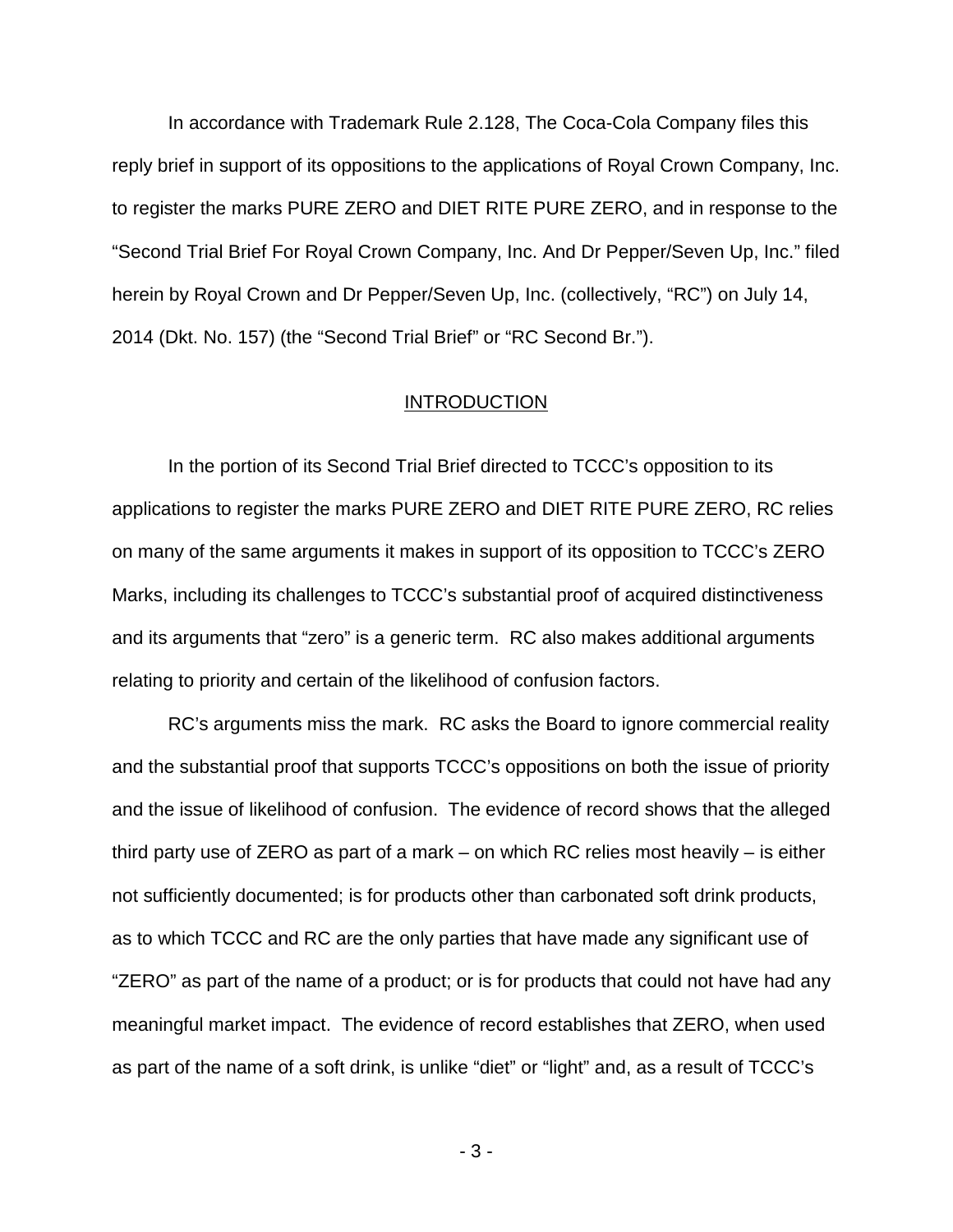In accordance with Trademark Rule 2.128, The Coca-Cola Company files this reply brief in support of its oppositions to the applications of Royal Crown Company, Inc. to register the marks PURE ZERO and DIET RITE PURE ZERO, and in response to the "Second Trial Brief For Royal Crown Company, Inc. And Dr Pepper/Seven Up, Inc." filed herein by Royal Crown and Dr Pepper/Seven Up, Inc. (collectively, "RC") on July 14, 2014 (Dkt. No. 157) (the "Second Trial Brief" or "RC Second Br.").

## INTRODUCTION

In the portion of its Second Trial Brief directed to TCCC's opposition to its applications to register the marks PURE ZERO and DIET RITE PURE ZERO, RC relies on many of the same arguments it makes in support of its opposition to TCCC's ZERO Marks, including its challenges to TCCC's substantial proof of acquired distinctiveness and its arguments that "zero" is a generic term. RC also makes additional arguments relating to priority and certain of the likelihood of confusion factors.

RC's arguments miss the mark. RC asks the Board to ignore commercial reality and the substantial proof that supports TCCC's oppositions on both the issue of priority and the issue of likelihood of confusion. The evidence of record shows that the alleged third party use of ZERO as part of a mark – on which RC relies most heavily – is either not sufficiently documented; is for products other than carbonated soft drink products, as to which TCCC and RC are the only parties that have made any significant use of "ZERO" as part of the name of a product; or is for products that could not have had any meaningful market impact. The evidence of record establishes that ZERO, when used as part of the name of a soft drink, is unlike "diet" or "light" and, as a result of TCCC's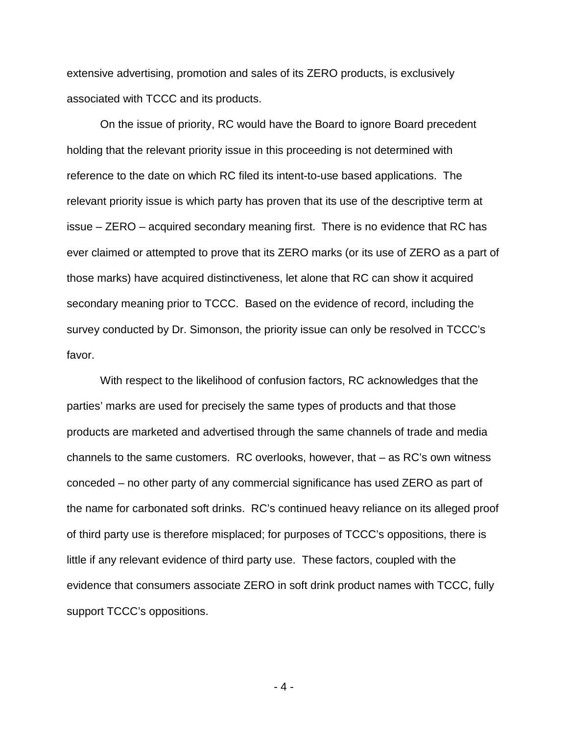extensive advertising, promotion and sales of its ZERO products, is exclusively associated with TCCC and its products.

On the issue of priority, RC would have the Board to ignore Board precedent holding that the relevant priority issue in this proceeding is not determined with reference to the date on which RC filed its intent-to-use based applications. The relevant priority issue is which party has proven that its use of the descriptive term at issue – ZERO – acquired secondary meaning first. There is no evidence that RC has ever claimed or attempted to prove that its ZERO marks (or its use of ZERO as a part of those marks) have acquired distinctiveness, let alone that RC can show it acquired secondary meaning prior to TCCC. Based on the evidence of record, including the survey conducted by Dr. Simonson, the priority issue can only be resolved in TCCC's favor.

With respect to the likelihood of confusion factors, RC acknowledges that the parties' marks are used for precisely the same types of products and that those products are marketed and advertised through the same channels of trade and media channels to the same customers. RC overlooks, however, that – as RC's own witness conceded – no other party of any commercial significance has used ZERO as part of the name for carbonated soft drinks. RC's continued heavy reliance on its alleged proof of third party use is therefore misplaced; for purposes of TCCC's oppositions, there is little if any relevant evidence of third party use. These factors, coupled with the evidence that consumers associate ZERO in soft drink product names with TCCC, fully support TCCC's oppositions.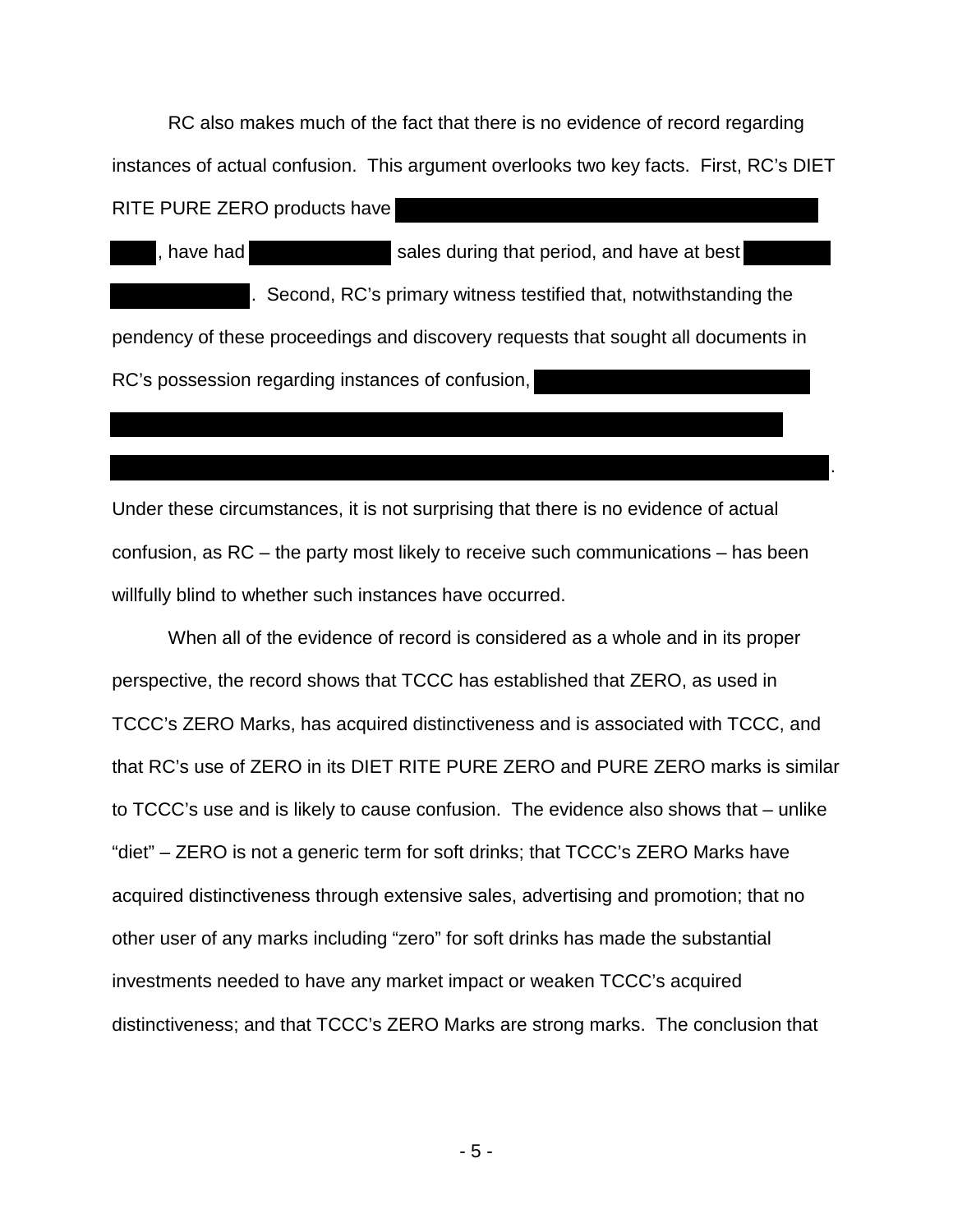RC also makes much of the fact that there is no evidence of record regarding instances of actual confusion. This argument overlooks two key facts. First, RC's DIET RITE PURE ZERO products have [REDACTED], have had [REDACTED] sales during that period, and have at best [REDACTED]. Second, RC's primary witness testified that, notwithstanding the pendency of these proceedings and discovery requests that sought all documents in RC's possession regarding instances of confusion, [REDACTED].

Under these circumstances, it is not surprising that there is no evidence of actual confusion, as RC – the party most likely to receive such communications – has been willfully blind to whether such instances have occurred.

When all of the evidence of record is considered as a whole and in its proper perspective, the record shows that TCCC has established that ZERO, as used in TCCC's ZERO Marks, has acquired distinctiveness and is associated with TCCC, and that RC's use of ZERO in its DIET RITE PURE ZERO and PURE ZERO marks is similar to TCCC's use and is likely to cause confusion. The evidence also shows that – unlike "diet" – ZERO is not a generic term for soft drinks; that TCCC's ZERO Marks have acquired distinctiveness through extensive sales, advertising and promotion; that no other user of any marks including "zero" for soft drinks has made the substantial investments needed to have any market impact or weaken TCCC's acquired distinctiveness; and that TCCC's ZERO Marks are strong marks. The conclusion that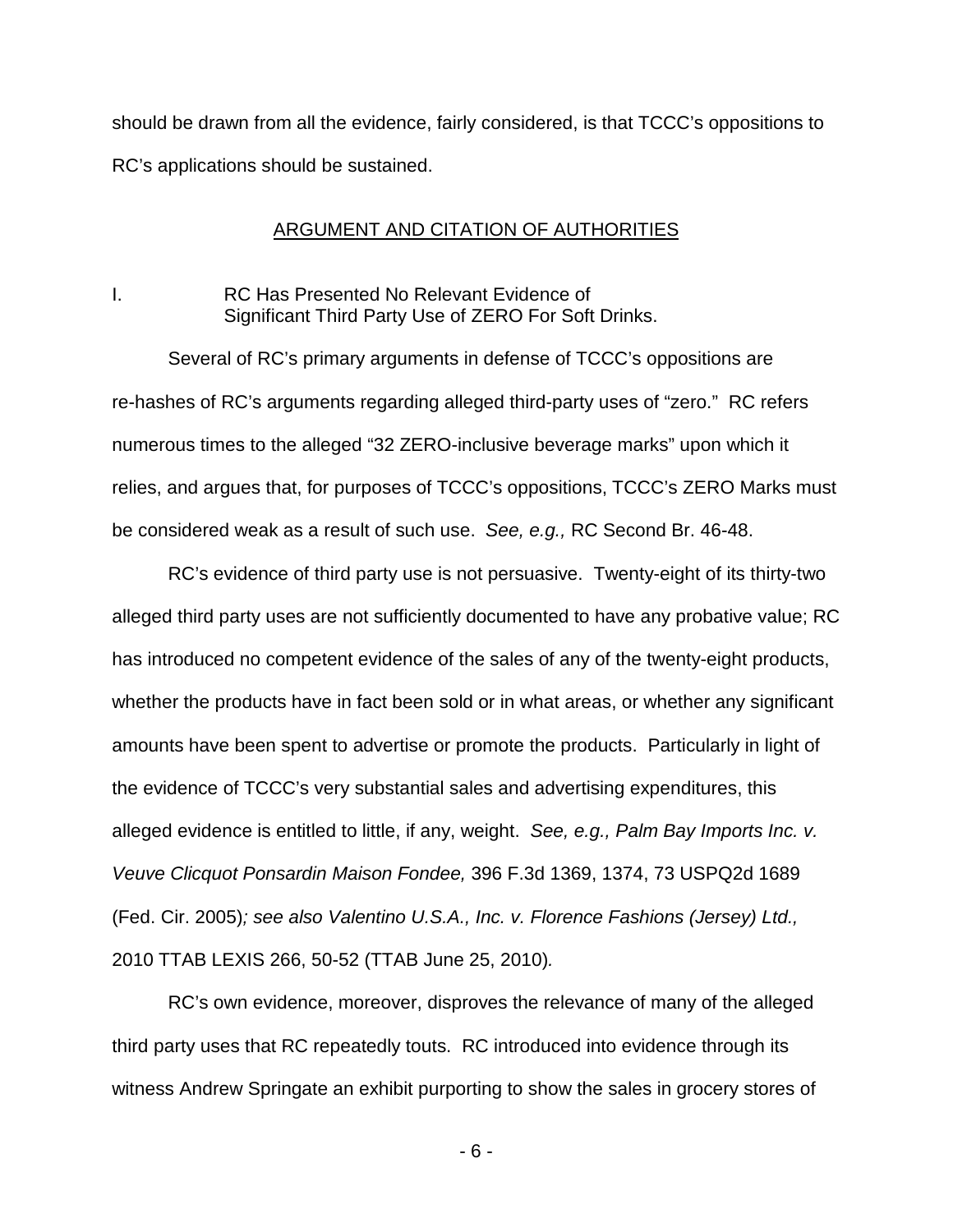should be drawn from all the evidence, fairly considered, is that TCCC's oppositions to RC's applications should be sustained.

## ARGUMENT AND CITATION OF AUTHORITIES

### I. RC Has Presented No Relevant Evidence of Significant Third Party Use of ZERO For Soft Drinks.

Several of RC's primary arguments in defense of TCCC's oppositions are re-hashes of RC's arguments regarding alleged third-party uses of "zero." RC refers numerous times to the alleged "32 ZERO-inclusive beverage marks" upon which it relies, and argues that, for purposes of TCCC's oppositions, TCCC's ZERO Marks must be considered weak as a result of such use. *See, e.g.,* RC Second Br. 46-48.

RC's evidence of third party use is not persuasive. Twenty-eight of its thirty-two alleged third party uses are not sufficiently documented to have any probative value; RC has introduced no competent evidence of the sales of any of the twenty-eight products, whether the products have in fact been sold or in what areas, or whether any significant amounts have been spent to advertise or promote the products. Particularly in light of the evidence of TCCC's very substantial sales and advertising expenditures, this alleged evidence is entitled to little, if any, weight. *See, e.g., Palm Bay Imports Inc. v. Veuve Clicquot Ponsardin Maison Fondee,* 396 F.3d 1369, 1374, 73 USPQ2d 1689 (Fed. Cir. 2005)*; see also Valentino U.S.A., Inc. v. Florence Fashions (Jersey) Ltd.,* 2010 TTAB LEXIS 266, 50-52 (TTAB June 25, 2010)*.*

RC's own evidence, moreover, disproves the relevance of many of the alleged third party uses that RC repeatedly touts. RC introduced into evidence through its witness Andrew Springate an exhibit purporting to show the sales in grocery stores of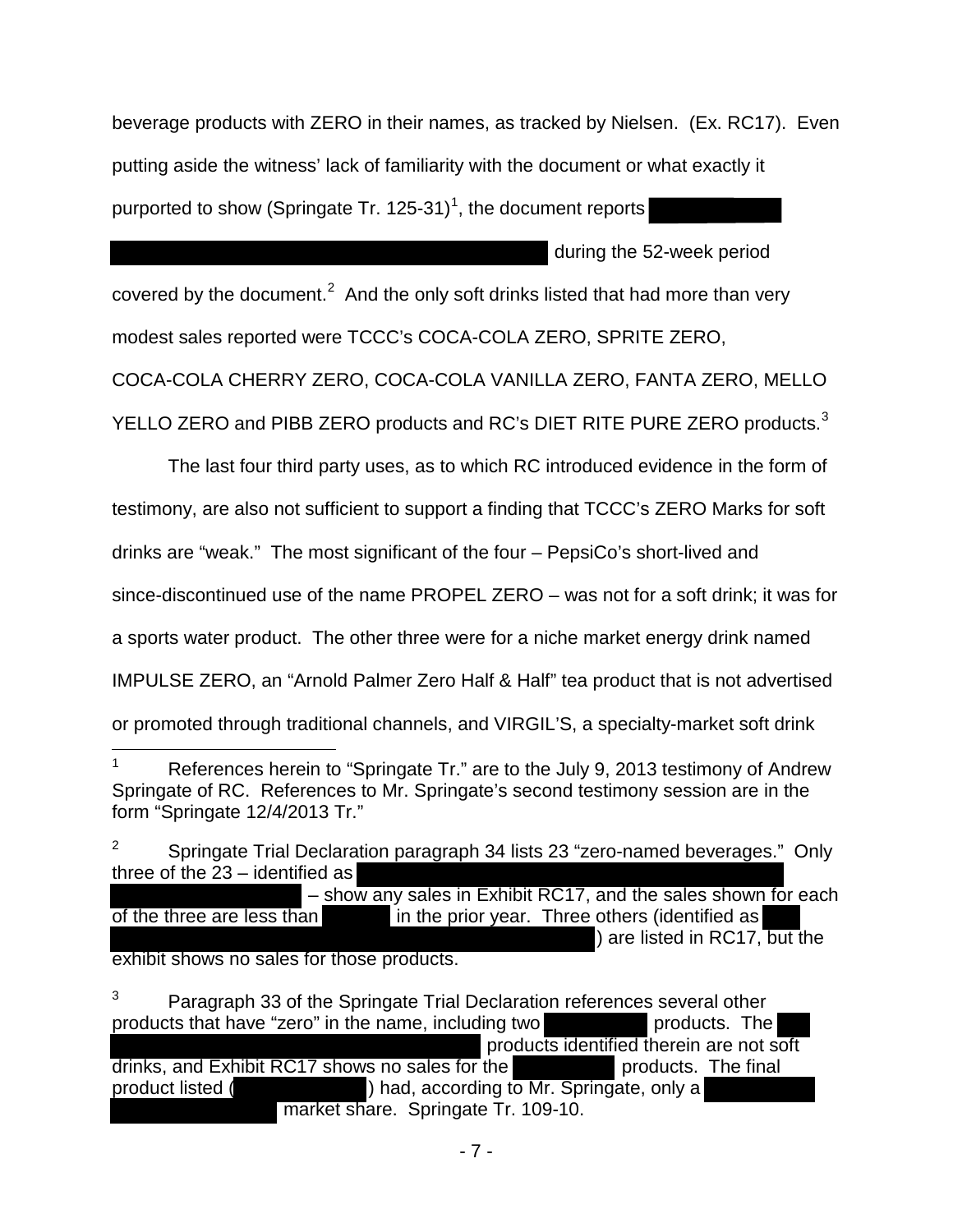beverage products with ZERO in their names, as tracked by Nielsen. (Ex. RC17). Even putting aside the witness' lack of familiarity with the document or what exactly it purported to show (Springate Tr. 125-31)[1], the document reports ████████ ████████████████████████████████ during the 52-week period covered by the document.[2] And the only soft drinks listed that had more than very modest sales reported were TCCC's COCA-COLA ZERO, SPRITE ZERO, COCA-COLA CHERRY ZERO, COCA-COLA VANILLA ZERO, FANTA ZERO, MELLO YELLO ZERO and PIBB ZERO products and RC's DIET RITE PURE ZERO products.[3]

The last four third party uses, as to which RC introduced evidence in the form of testimony, are also not sufficient to support a finding that TCCC's ZERO Marks for soft drinks are "weak." The most significant of the four – PepsiCo's short-lived and since-discontinued use of the name PROPEL ZERO – was not for a soft drink; it was for a sports water product. The other three were for a niche market energy drink named IMPULSE ZERO, an "Arnold Palmer Zero Half & Half" tea product that is not advertised or promoted through traditional channels, and VIRGIL'S, a specialty-market soft drink

---

[1] References herein to "Springate Tr." are to the July 9, 2013 testimony of Andrew Springate of RC. References to Mr. Springate's second testimony session are in the form "Springate 12/4/2013 Tr."

[2] Springate Trial Declaration paragraph 34 lists 23 "zero-named beverages." Only three of the 23 – identified as ████████████████████████████████ ████████████ – show any sales in Exhibit RC17, and the sales shown for each of the three are less than ██████ in the prior year. Three others (identified as ██ ████████████████████████████████████) are listed in RC17, but the exhibit shows no sales for those products.

[3] Paragraph 33 of the Springate Trial Declaration references several other products that have "zero" in the name, including two ████████ products. The ██ ████████████████████████████ products identified therein are not soft drinks, and Exhibit RC17 shows no sales for the ████████ products. The final product listed (██████████) had, according to Mr. Springate, only a ████████ ████████████ market share. Springate Tr. 109-10.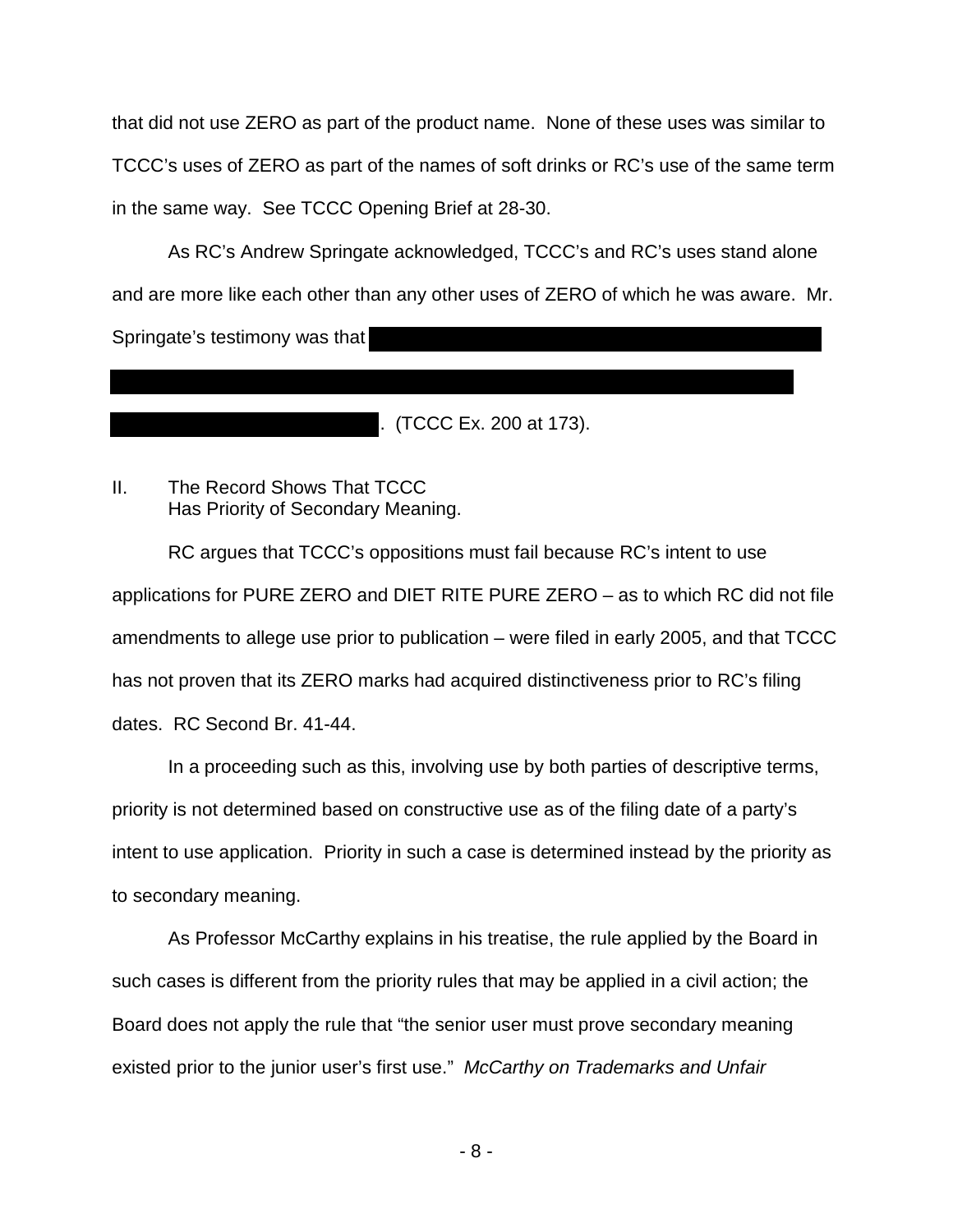that did not use ZERO as part of the product name. None of these uses was similar to TCCC's uses of ZERO as part of the names of soft drinks or RC's use of the same term in the same way. See TCCC Opening Brief at 28-30.

As RC's Andrew Springate acknowledged, TCCC's and RC's uses stand alone and are more like each other than any other uses of ZERO of which he was aware. Mr. Springate's testimony was that [REDACTED]. (TCCC Ex. 200 at 173).

## II. The Record Shows That TCCC Has Priority of Secondary Meaning.

RC argues that TCCC's oppositions must fail because RC's intent to use applications for PURE ZERO and DIET RITE PURE ZERO – as to which RC did not file amendments to allege use prior to publication – were filed in early 2005, and that TCCC has not proven that its ZERO marks had acquired distinctiveness prior to RC's filing dates. RC Second Br. 41-44.

In a proceeding such as this, involving use by both parties of descriptive terms, priority is not determined based on constructive use as of the filing date of a party's intent to use application. Priority in such a case is determined instead by the priority as to secondary meaning.

As Professor McCarthy explains in his treatise, the rule applied by the Board in such cases is different from the priority rules that may be applied in a civil action; the Board does not apply the rule that "the senior user must prove secondary meaning existed prior to the junior user's first use." *McCarthy on Trademarks and Unfair*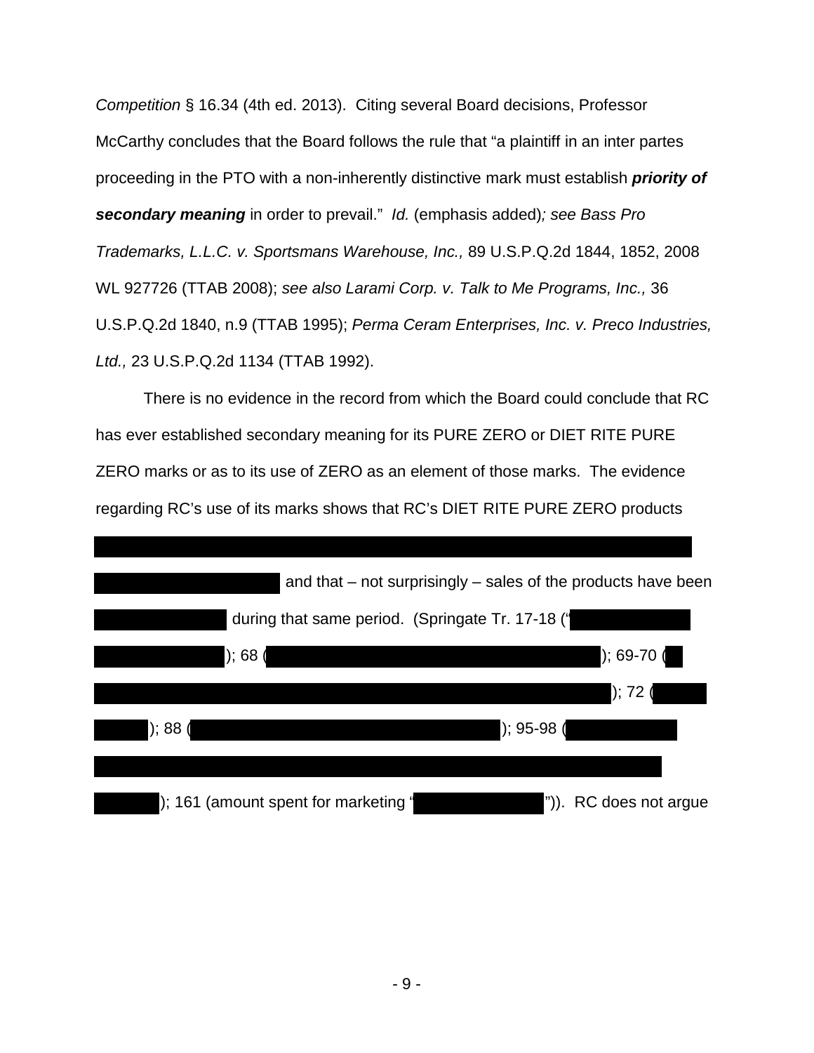*Competition* § 16.34 (4th ed. 2013). Citing several Board decisions, Professor McCarthy concludes that the Board follows the rule that "a plaintiff in an inter partes proceeding in the PTO with a non-inherently distinctive mark must establish ***priority of secondary meaning*** in order to prevail." *Id.* (emphasis added)*; see Bass Pro Trademarks, L.L.C. v. Sportsmans Warehouse, Inc.,* 89 U.S.P.Q.2d 1844, 1852, 2008 WL 927726 (TTAB 2008); *see also Larami Corp. v. Talk to Me Programs, Inc.,* 36 U.S.P.Q.2d 1840, n.9 (TTAB 1995); *Perma Ceram Enterprises, Inc. v. Preco Industries, Ltd.,* 23 U.S.P.Q.2d 1134 (TTAB 1992).

There is no evidence in the record from which the Board could conclude that RC has ever established secondary meaning for its PURE ZERO or DIET RITE PURE ZERO marks or as to its use of ZERO as an element of those marks. The evidence regarding RC's use of its marks shows that RC's DIET RITE PURE ZERO products [REDACTED] and that – not surprisingly – sales of the products have been [REDACTED] during that same period. (Springate Tr. 17-18 ("[REDACTED]); 68 ([REDACTED]); 69-70 ([REDACTED]); 72 ([REDACTED]); 88 ([REDACTED]); 95-98 ([REDACTED]); 161 (amount spent for marketing "[REDACTED]")). RC does not argue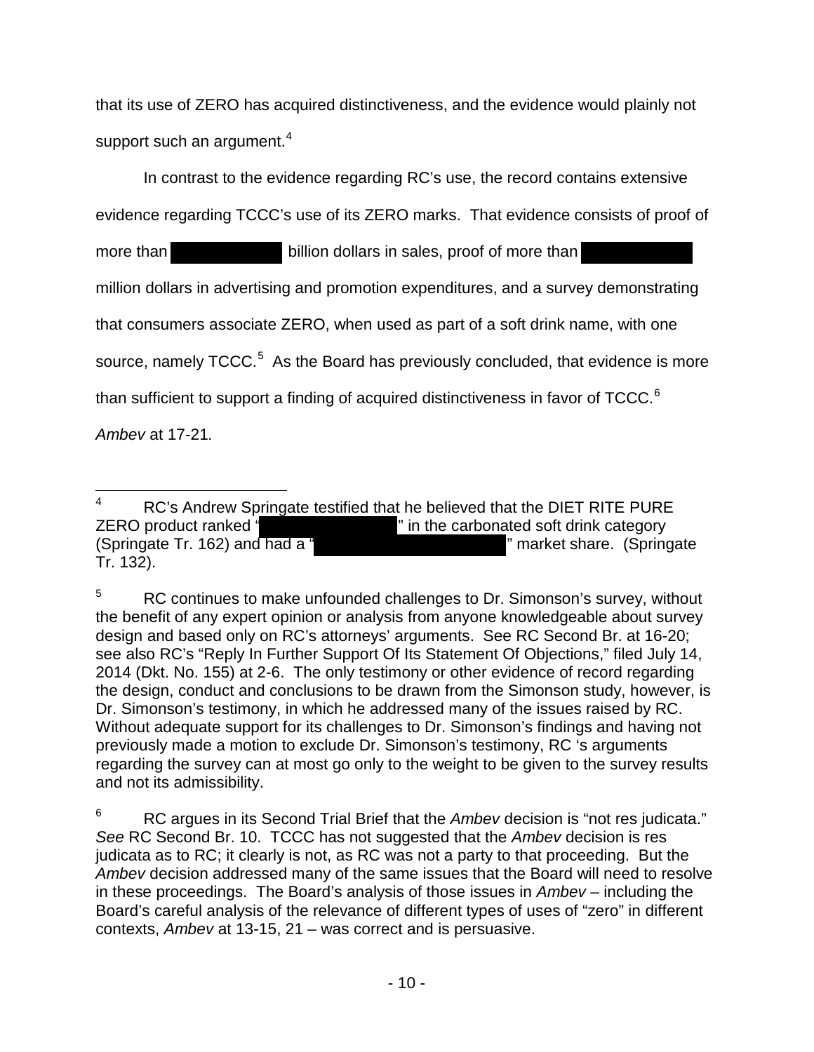that its use of ZERO has acquired distinctiveness, and the evidence would plainly not support such an argument.[4]

In contrast to the evidence regarding RC's use, the record contains extensive evidence regarding TCCC's use of its ZERO marks. That evidence consists of proof of more than [REDACTED] billion dollars in sales, proof of more than [REDACTED] million dollars in advertising and promotion expenditures, and a survey demonstrating that consumers associate ZERO, when used as part of a soft drink name, with one source, namely TCCC.[5] As the Board has previously concluded, that evidence is more than sufficient to support a finding of acquired distinctiveness in favor of TCCC.[6] *Ambev* at 17-21*.*

---

[4] RC's Andrew Springate testified that he believed that the DIET RITE PURE ZERO product ranked "[REDACTED]" in the carbonated soft drink category (Springate Tr. 162) and had a "[REDACTED]" market share. (Springate Tr. 132).

[5] RC continues to make unfounded challenges to Dr. Simonson's survey, without the benefit of any expert opinion or analysis from anyone knowledgeable about survey design and based only on RC's attorneys' arguments. See RC Second Br. at 16-20; see also RC's "Reply In Further Support Of Its Statement Of Objections," filed July 14, 2014 (Dkt. No. 155) at 2-6. The only testimony or other evidence of record regarding the design, conduct and conclusions to be drawn from the Simonson study, however, is Dr. Simonson's testimony, in which he addressed many of the issues raised by RC. Without adequate support for its challenges to Dr. Simonson's findings and having not previously made a motion to exclude Dr. Simonson's testimony, RC 's arguments regarding the survey can at most go only to the weight to be given to the survey results and not its admissibility.

[6] RC argues in its Second Trial Brief that the *Ambev* decision is "not res judicata." *See* RC Second Br. 10. TCCC has not suggested that the *Ambev* decision is res judicata as to RC; it clearly is not, as RC was not a party to that proceeding. But the *Ambev* decision addressed many of the same issues that the Board will need to resolve in these proceedings. The Board's analysis of those issues in *Ambev* – including the Board's careful analysis of the relevance of different types of uses of "zero" in different contexts, *Ambev* at 13-15, 21 – was correct and is persuasive.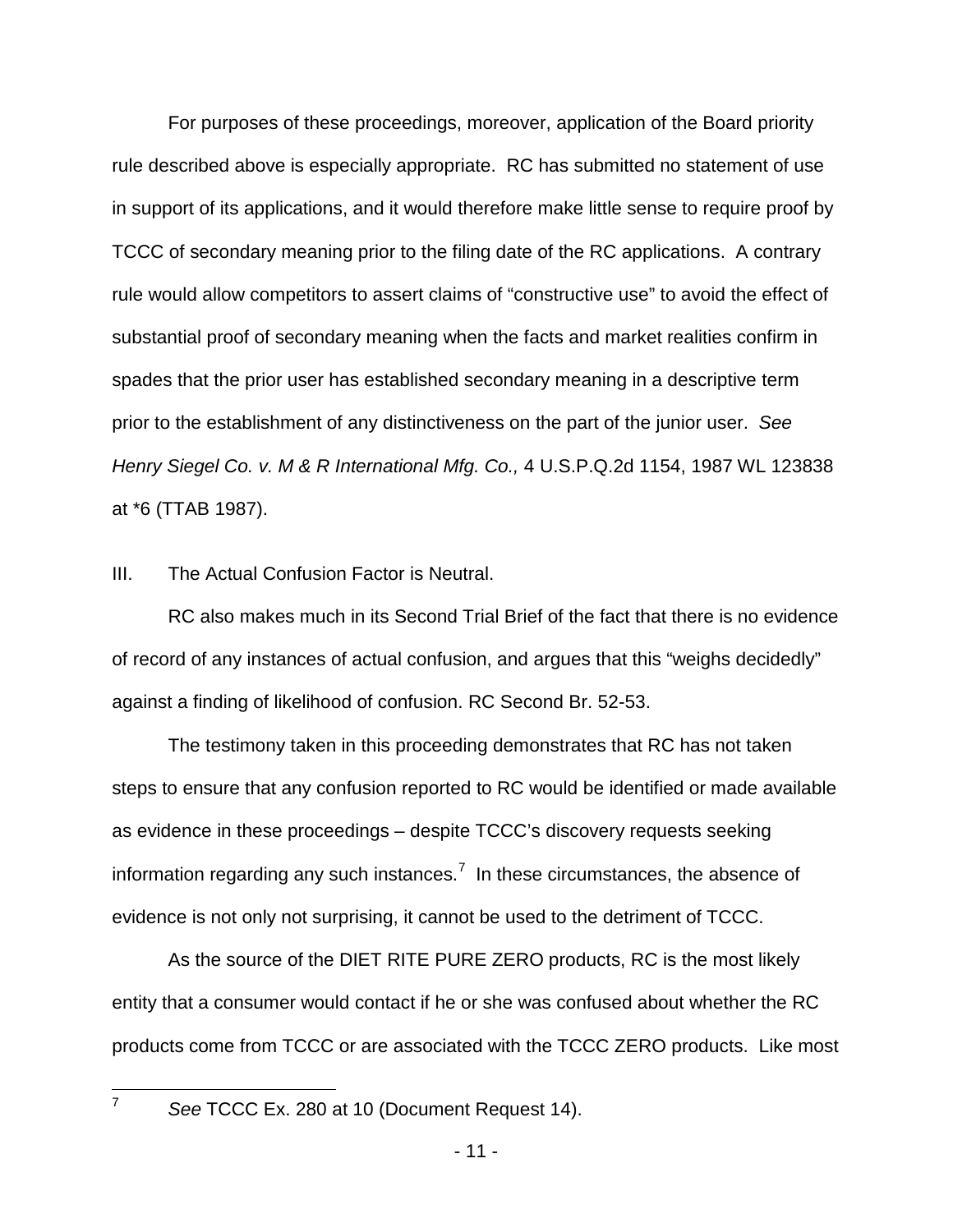For purposes of these proceedings, moreover, application of the Board priority rule described above is especially appropriate. RC has submitted no statement of use in support of its applications, and it would therefore make little sense to require proof by TCCC of secondary meaning prior to the filing date of the RC applications. A contrary rule would allow competitors to assert claims of "constructive use" to avoid the effect of substantial proof of secondary meaning when the facts and market realities confirm in spades that the prior user has established secondary meaning in a descriptive term prior to the establishment of any distinctiveness on the part of the junior user. *See Henry Siegel Co. v. M & R International Mfg. Co.,* 4 U.S.P.Q.2d 1154, 1987 WL 123838 at *6 (TTAB 1987).

## III. The Actual Confusion Factor is Neutral.

RC also makes much in its Second Trial Brief of the fact that there is no evidence of record of any instances of actual confusion, and argues that this "weighs decidedly" against a finding of likelihood of confusion. RC Second Br. 52-53.

The testimony taken in this proceeding demonstrates that RC has not taken steps to ensure that any confusion reported to RC would be identified or made available as evidence in these proceedings – despite TCCC's discovery requests seeking information regarding any such instances.[7] In these circumstances, the absence of evidence is not only not surprising, it cannot be used to the detriment of TCCC.

As the source of the DIET RITE PURE ZERO products, RC is the most likely entity that a consumer would contact if he or she was confused about whether the RC products come from TCCC or are associated with the TCCC ZERO products. Like most

---

[7] *See* TCCC Ex. 280 at 10 (Document Request 14).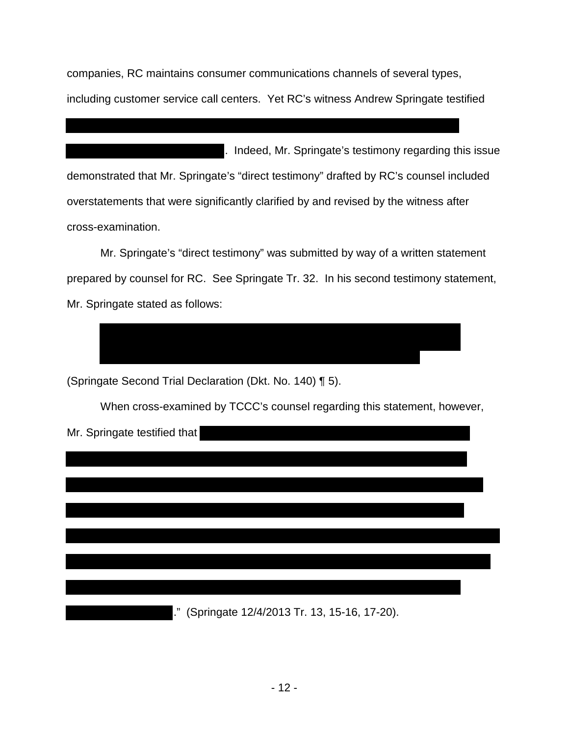companies, RC maintains consumer communications channels of several types, including customer service call centers. Yet RC's witness Andrew Springate testified

█████████████████████████████████████████████████████

█████████████████. Indeed, Mr. Springate's testimony regarding this issue demonstrated that Mr. Springate's "direct testimony" drafted by RC's counsel included overstatements that were significantly clarified by and revised by the witness after cross-examination.

Mr. Springate's "direct testimony" was submitted by way of a written statement prepared by counsel for RC. See Springate Tr. 32. In his second testimony statement, Mr. Springate stated as follows:

> ████████████████████████████████████████████████
> ██████████████████████████████████████████

(Springate Second Trial Declaration (Dkt. No. 140) ¶ 5).

When cross-examined by TCCC's counsel regarding this statement, however, Mr. Springate testified that ███████████████████████████████

█████████████████████████████████████████████████████

█████████████████████████████████████████████████████

█████████████████████████████████████████████████████

█████████████████████████████████████████████████████

█████████████████████████████████████████████████████

█████████████████████████████████████████████████████

█████████████." (Springate 12/4/2013 Tr. 13, 15-16, 17-20).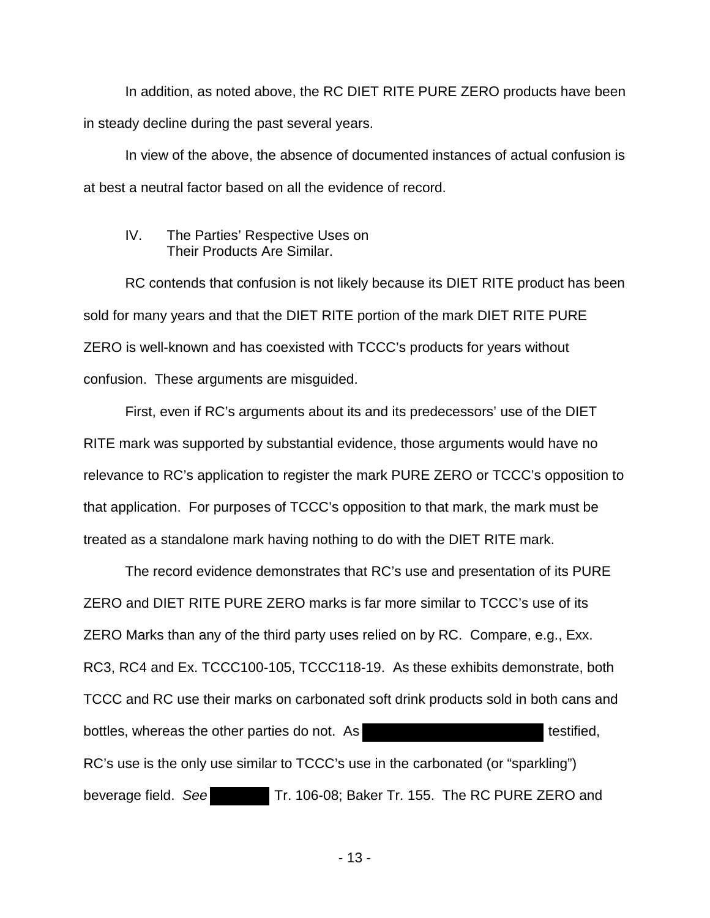In addition, as noted above, the RC DIET RITE PURE ZERO products have been in steady decline during the past several years.

In view of the above, the absence of documented instances of actual confusion is at best a neutral factor based on all the evidence of record.

## IV. The Parties' Respective Uses on Their Products Are Similar.

RC contends that confusion is not likely because its DIET RITE product has been sold for many years and that the DIET RITE portion of the mark DIET RITE PURE ZERO is well-known and has coexisted with TCCC's products for years without confusion. These arguments are misguided.

First, even if RC's arguments about its and its predecessors' use of the DIET RITE mark was supported by substantial evidence, those arguments would have no relevance to RC's application to register the mark PURE ZERO or TCCC's opposition to that application. For purposes of TCCC's opposition to that mark, the mark must be treated as a standalone mark having nothing to do with the DIET RITE mark.

The record evidence demonstrates that RC's use and presentation of its PURE ZERO and DIET RITE PURE ZERO marks is far more similar to TCCC's use of its ZERO Marks than any of the third party uses relied on by RC. Compare, e.g., Exx. RC3, RC4 and Ex. TCCC100-105, TCCC118-19. As these exhibits demonstrate, both TCCC and RC use their marks on carbonated soft drink products sold in both cans and bottles, whereas the other parties do not. As [REDACTED] testified, RC's use is the only use similar to TCCC's use in the carbonated (or "sparkling") beverage field. *See* [REDACTED] Tr. 106-08; Baker Tr. 155. The RC PURE ZERO and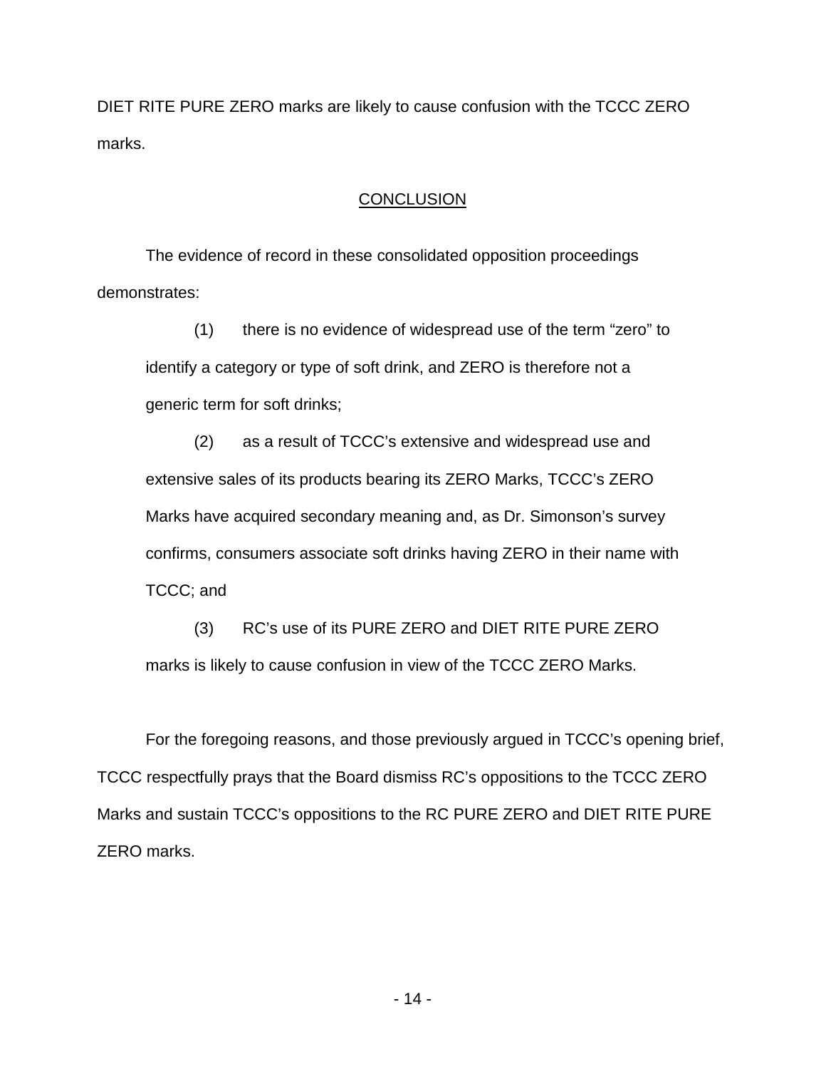DIET RITE PURE ZERO marks are likely to cause confusion with the TCCC ZERO marks.

## CONCLUSION

The evidence of record in these consolidated opposition proceedings demonstrates:

> (1) there is no evidence of widespread use of the term "zero" to identify a category or type of soft drink, and ZERO is therefore not a generic term for soft drinks;
>
> (2) as a result of TCCC's extensive and widespread use and extensive sales of its products bearing its ZERO Marks, TCCC's ZERO Marks have acquired secondary meaning and, as Dr. Simonson's survey confirms, consumers associate soft drinks having ZERO in their name with TCCC; and
>
> (3) RC's use of its PURE ZERO and DIET RITE PURE ZERO marks is likely to cause confusion in view of the TCCC ZERO Marks.

For the foregoing reasons, and those previously argued in TCCC's opening brief, TCCC respectfully prays that the Board dismiss RC's oppositions to the TCCC ZERO Marks and sustain TCCC's oppositions to the RC PURE ZERO and DIET RITE PURE ZERO marks.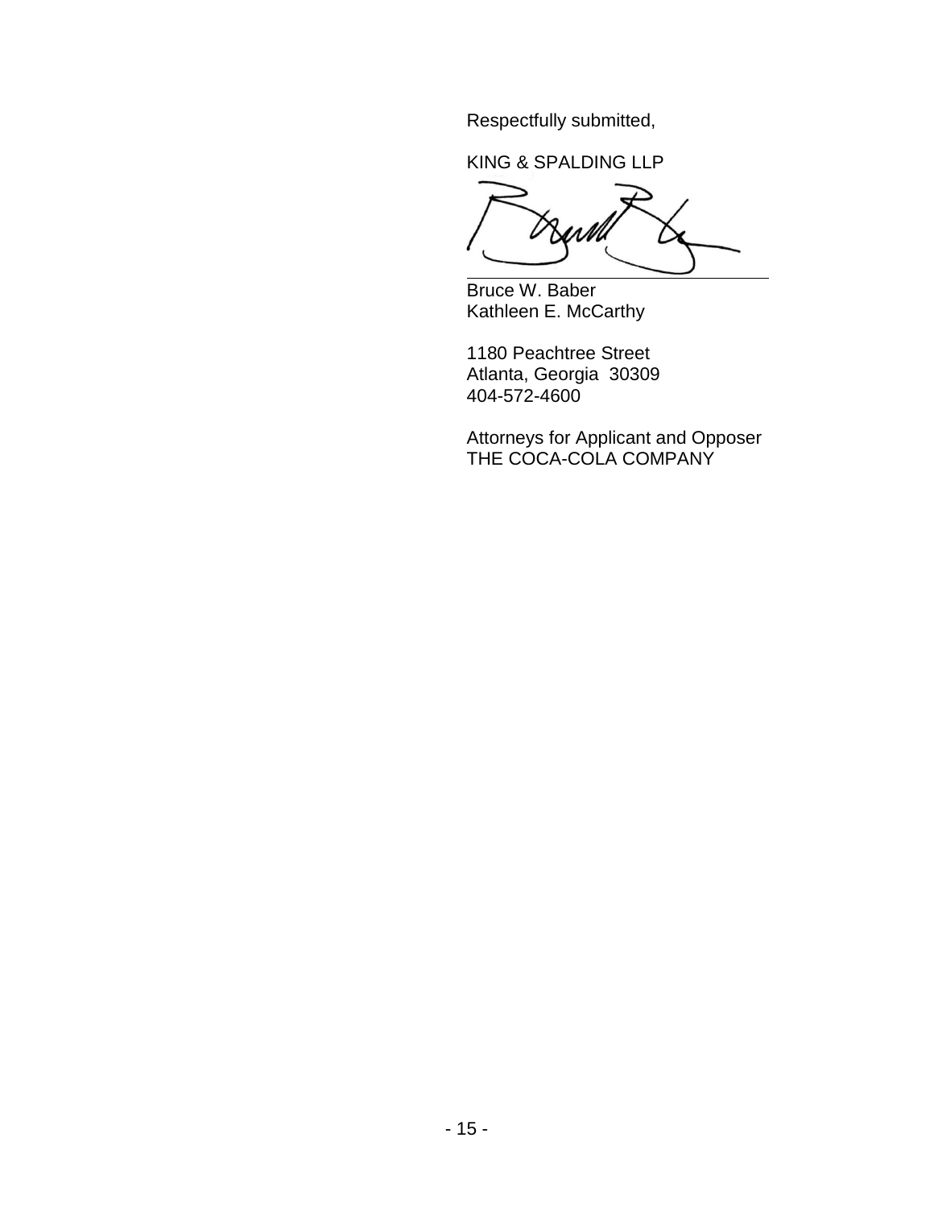Respectfully submitted,

KING & SPALDING LLP

Bruce W. Baber
Kathleen E. McCarthy

1180 Peachtree Street
Atlanta, Georgia 30309
404-572-4600

Attorneys for Applicant and Opposer
THE COCA-COLA COMPANY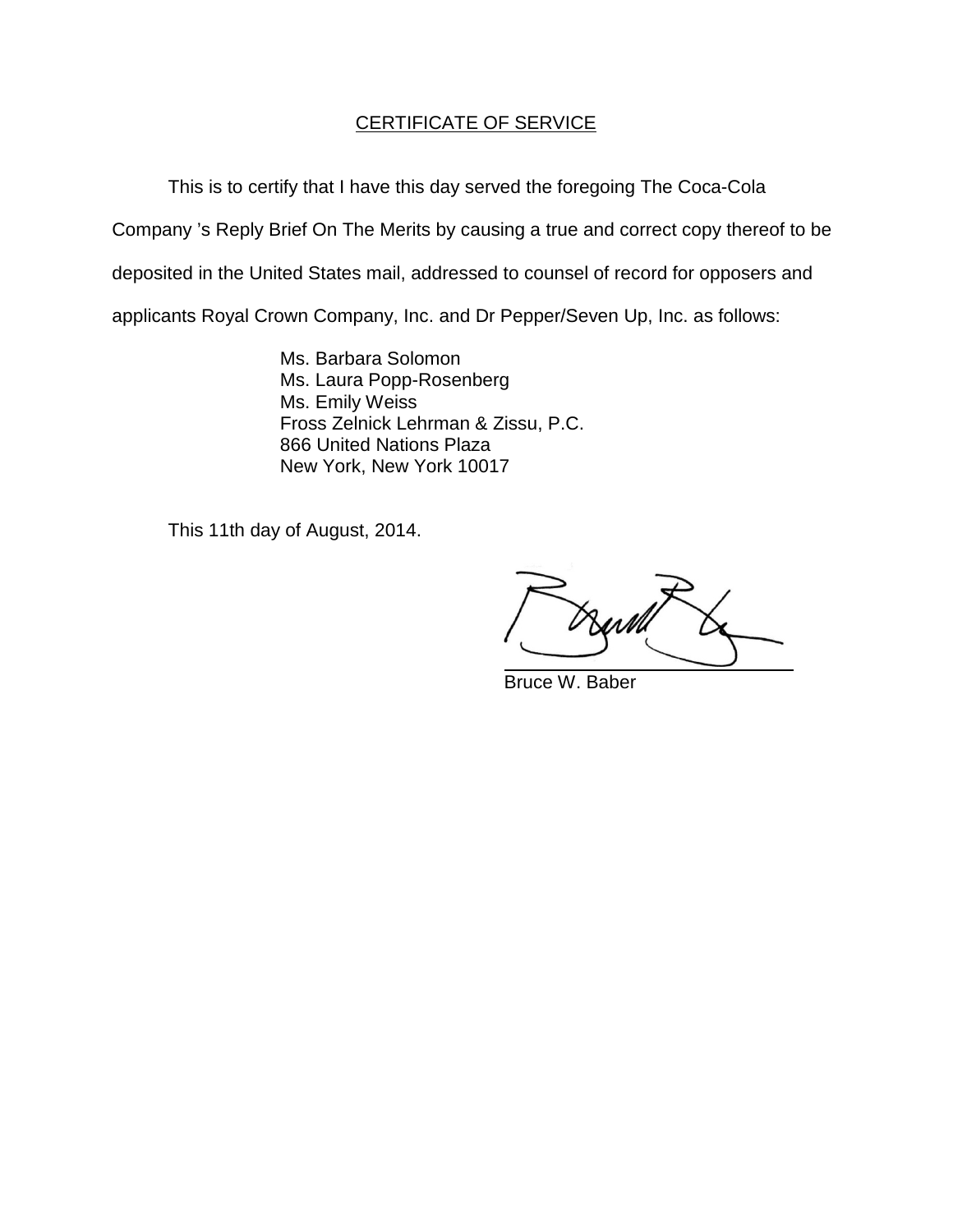## CERTIFICATE OF SERVICE

This is to certify that I have this day served the foregoing The Coca-Cola Company 's Reply Brief On The Merits by causing a true and correct copy thereof to be deposited in the United States mail, addressed to counsel of record for opposers and applicants Royal Crown Company, Inc. and Dr Pepper/Seven Up, Inc. as follows:

Ms. Barbara Solomon
Ms. Laura Popp-Rosenberg
Ms. Emily Weiss
Fross Zelnick Lehrman & Zissu, P.C.
866 United Nations Plaza
New York, New York 10017

This 11th day of August, 2014.

Bruce W. Baber